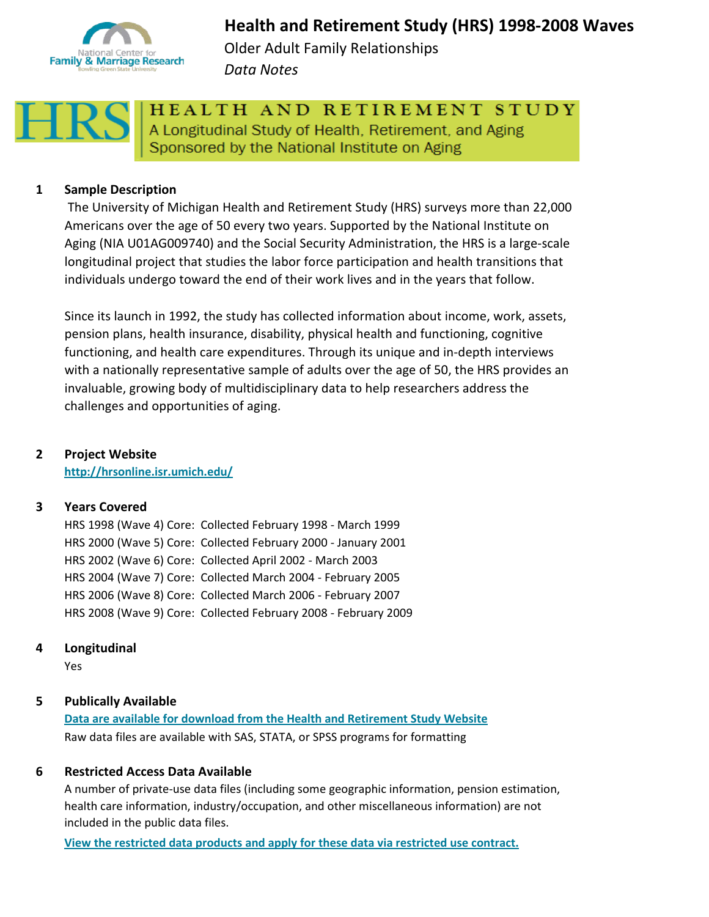# Health and Retirement Study (HRS) 1998-2008 Waves

Older Adult Family Relationships

*Data Notes*

HEALTH AND RETIREMENT STUDY
A Longitudinal Study of Health, Retirement, and Aging
Sponsored by the National Institute on Aging

## 1 Sample Description

The University of Michigan Health and Retirement Study (HRS) surveys more than 22,000 Americans over the age of 50 every two years. Supported by the National Institute on Aging (NIA U01AG009740) and the Social Security Administration, the HRS is a large-scale longitudinal project that studies the labor force participation and health transitions that individuals undergo toward the end of their work lives and in the years that follow.

Since its launch in 1992, the study has collected information about income, work, assets, pension plans, health insurance, disability, physical health and functioning, cognitive functioning, and health care expenditures. Through its unique and in-depth interviews with a nationally representative sample of adults over the age of 50, the HRS provides an invaluable, growing body of multidisciplinary data to help researchers address the challenges and opportunities of aging.

## 2 Project Website

[http://hrsonline.isr.umich.edu/](http://hrsonline.isr.umich.edu/)

## 3 Years Covered

HRS 1998 (Wave 4) Core: Collected February 1998 - March 1999
HRS 2000 (Wave 5) Core: Collected February 2000 - January 2001
HRS 2002 (Wave 6) Core: Collected April 2002 - March 2003
HRS 2004 (Wave 7) Core: Collected March 2004 - February 2005
HRS 2006 (Wave 8) Core: Collected March 2006 - February 2007
HRS 2008 (Wave 9) Core: Collected February 2008 - February 2009

## 4 Longitudinal

Yes

## 5 Publically Available

**Data are available for download from the Health and Retirement Study Website**

Raw data files are available with SAS, STATA, or SPSS programs for formatting

## 6 Restricted Access Data Available

A number of private-use data files (including some geographic information, pension estimation, health care information, industry/occupation, and other miscellaneous information) are not included in the public data files.

**View the restricted data products and apply for these data via restricted use contract.**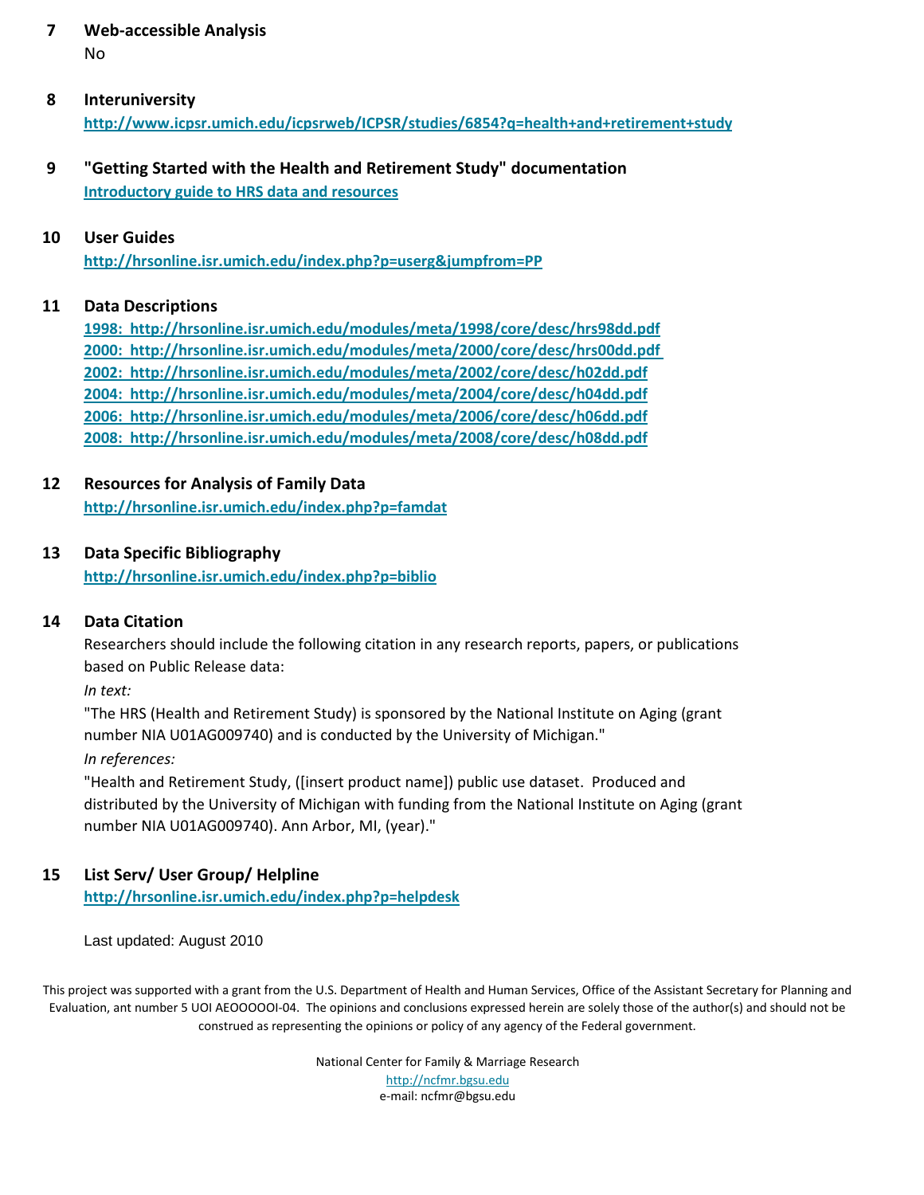**7 Web-accessible Analysis**

No

**8 Interuniversity**

http://www.icpsr.umich.edu/icpsrweb/ICPSR/studies/6854?q=health+and+retirement+study

**9 "Getting Started with the Health and Retirement Study" documentation**

Introductory guide to HRS data and resources

**10 User Guides**

http://hrsonline.isr.umich.edu/index.php?p=userg&jumpfrom=PP

**11 Data Descriptions**

1998: http://hrsonline.isr.umich.edu/modules/meta/1998/core/desc/hrs98dd.pdf
2000: http://hrsonline.isr.umich.edu/modules/meta/2000/core/desc/hrs00dd.pdf
2002: http://hrsonline.isr.umich.edu/modules/meta/2002/core/desc/h02dd.pdf
2004: http://hrsonline.isr.umich.edu/modules/meta/2004/core/desc/h04dd.pdf
2006: http://hrsonline.isr.umich.edu/modules/meta/2006/core/desc/h06dd.pdf
2008: http://hrsonline.isr.umich.edu/modules/meta/2008/core/desc/h08dd.pdf

**12 Resources for Analysis of Family Data**

http://hrsonline.isr.umich.edu/index.php?p=famdat

**13 Data Specific Bibliography**

http://hrsonline.isr.umich.edu/index.php?p=biblio

**14 Data Citation**

Researchers should include the following citation in any research reports, papers, or publications based on Public Release data:

*In text:*

"The HRS (Health and Retirement Study) is sponsored by the National Institute on Aging (grant number NIA U01AG009740) and is conducted by the University of Michigan."

*In references:*

"Health and Retirement Study, ([insert product name]) public use dataset. Produced and distributed by the University of Michigan with funding from the National Institute on Aging (grant number NIA U01AG009740). Ann Arbor, MI, (year)."

**15 List Serv/ User Group/ Helpline**

http://hrsonline.isr.umich.edu/index.php?p=helpdesk

Last updated: August 2010

This project was supported with a grant from the U.S. Department of Health and Human Services, Office of the Assistant Secretary for Planning and Evaluation, ant number 5 UOI AEOOOOOI-04. The opinions and conclusions expressed herein are solely those of the author(s) and should not be construed as representing the opinions or policy of any agency of the Federal government.

National Center for Family & Marriage Research
http://ncfmr.bgsu.edu
e-mail: ncfmr@bgsu.edu